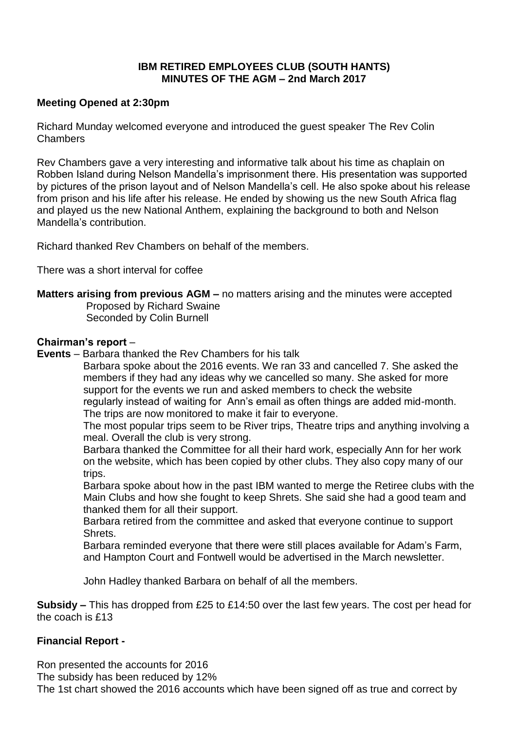# IBM RETIRED EMPLOYEES CLUB (SOUTH HANTS)
## MINUTES OF THE AGM – 2nd March 2017

**Meeting Opened at 2:30pm**

Richard Munday welcomed everyone and introduced the guest speaker The Rev Colin Chambers

Rev Chambers gave a very interesting and informative talk about his time as chaplain on Robben Island during Nelson Mandella's imprisonment there. His presentation was supported by pictures of the prison layout and of Nelson Mandella's cell. He also spoke about his release from prison and his life after his release. He ended by showing us the new South Africa flag and played us the new National Anthem, explaining the background to both and Nelson Mandella's contribution.

Richard thanked Rev Chambers on behalf of the members.

There was a short interval for coffee

**Matters arising from previous AGM –** no matters arising and the minutes were accepted
Proposed by Richard Swaine
Seconded by Colin Burnell

**Chairman's report** –

**Events** – Barbara thanked the Rev Chambers for his talk

Barbara spoke about the 2016 events. We ran 33 and cancelled 7. She asked the members if they had any ideas why we cancelled so many. She asked for more support for the events we run and asked members to check the website regularly instead of waiting for Ann's email as often things are added mid-month. The trips are now monitored to make it fair to everyone.

The most popular trips seem to be River trips, Theatre trips and anything involving a meal. Overall the club is very strong.

Barbara thanked the Committee for all their hard work, especially Ann for her work on the website, which has been copied by other clubs. They also copy many of our trips.

Barbara spoke about how in the past IBM wanted to merge the Retiree clubs with the Main Clubs and how she fought to keep Shrets. She said she had a good team and thanked them for all their support.

Barbara retired from the committee and asked that everyone continue to support Shrets.

Barbara reminded everyone that there were still places available for Adam's Farm, and Hampton Court and Fontwell would be advertised in the March newsletter.

John Hadley thanked Barbara on behalf of all the members.

**Subsidy –** This has dropped from £25 to £14:50 over the last few years. The cost per head for the coach is £13

**Financial Report -**

Ron presented the accounts for 2016
The subsidy has been reduced by 12%
The 1st chart showed the 2016 accounts which have been signed off as true and correct by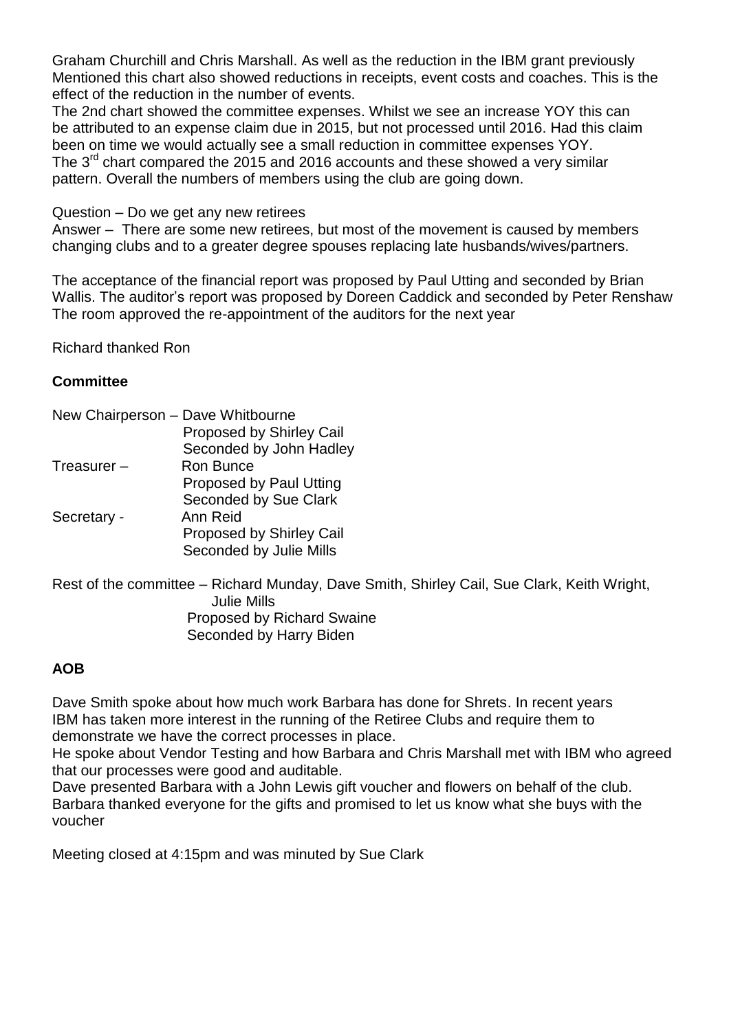Graham Churchill and Chris Marshall. As well as the reduction in the IBM grant previously Mentioned this chart also showed reductions in receipts, event costs and coaches. This is the effect of the reduction in the number of events.

The 2nd chart showed the committee expenses. Whilst we see an increase YOY this can be attributed to an expense claim due in 2015, but not processed until 2016. Had this claim been on time we would actually see a small reduction in committee expenses YOY.

The 3rd chart compared the 2015 and 2016 accounts and these showed a very similar pattern. Overall the numbers of members using the club are going down.

Question – Do we get any new retirees

Answer – There are some new retirees, but most of the movement is caused by members changing clubs and to a greater degree spouses replacing late husbands/wives/partners.

The acceptance of the financial report was proposed by Paul Utting and seconded by Brian Wallis. The auditor's report was proposed by Doreen Caddick and seconded by Peter Renshaw The room approved the re-appointment of the auditors for the next year

Richard thanked Ron

**Committee**

New Chairperson – Dave Whitbourne
Proposed by Shirley Cail
Seconded by John Hadley

Treasurer – Ron Bunce
Proposed by Paul Utting
Seconded by Sue Clark

Secretary - Ann Reid
Proposed by Shirley Cail
Seconded by Julie Mills

Rest of the committee – Richard Munday, Dave Smith, Shirley Cail, Sue Clark, Keith Wright, Julie Mills
Proposed by Richard Swaine
Seconded by Harry Biden

**AOB**

Dave Smith spoke about how much work Barbara has done for Shrets. In recent years IBM has taken more interest in the running of the Retiree Clubs and require them to demonstrate we have the correct processes in place.

He spoke about Vendor Testing and how Barbara and Chris Marshall met with IBM who agreed that our processes were good and auditable.

Dave presented Barbara with a John Lewis gift voucher and flowers on behalf of the club. Barbara thanked everyone for the gifts and promised to let us know what she buys with the voucher

Meeting closed at 4:15pm and was minuted by Sue Clark